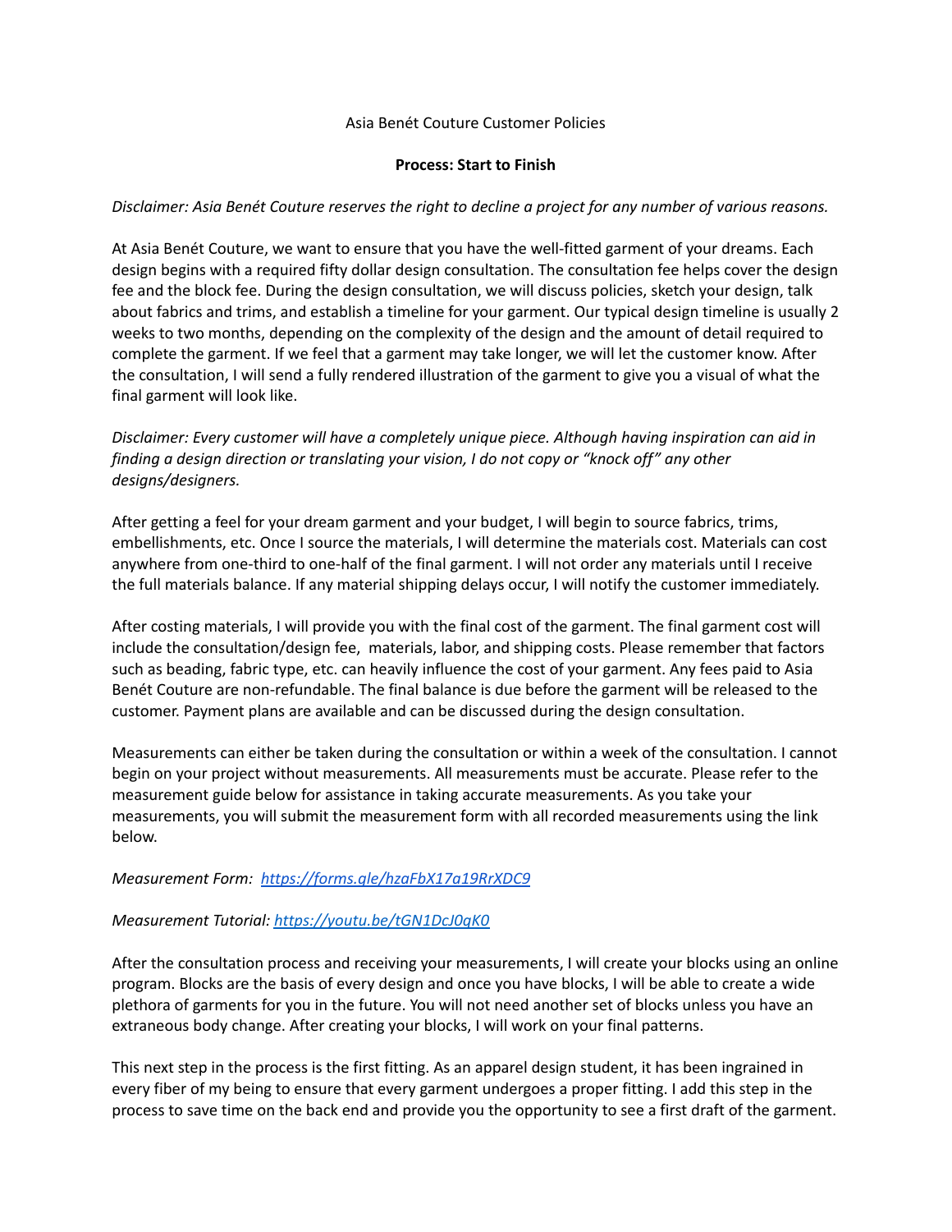Asia Benét Couture Customer Policies

## Process: Start to Finish

*Disclaimer: Asia Benét Couture reserves the right to decline a project for any number of various reasons.*

At Asia Benét Couture, we want to ensure that you have the well-fitted garment of your dreams. Each design begins with a required fifty dollar design consultation. The consultation fee helps cover the design fee and the block fee. During the design consultation, we will discuss policies, sketch your design, talk about fabrics and trims, and establish a timeline for your garment. Our typical design timeline is usually 2 weeks to two months, depending on the complexity of the design and the amount of detail required to complete the garment. If we feel that a garment may take longer, we will let the customer know. After the consultation, I will send a fully rendered illustration of the garment to give you a visual of what the final garment will look like.

*Disclaimer: Every customer will have a completely unique piece. Although having inspiration can aid in finding a design direction or translating your vision, I do not copy or "knock off" any other designs/designers.*

After getting a feel for your dream garment and your budget, I will begin to source fabrics, trims, embellishments, etc. Once I source the materials, I will determine the materials cost. Materials can cost anywhere from one-third to one-half of the final garment. I will not order any materials until I receive the full materials balance. If any material shipping delays occur, I will notify the customer immediately.

After costing materials, I will provide you with the final cost of the garment. The final garment cost will include the consultation/design fee, materials, labor, and shipping costs. Please remember that factors such as beading, fabric type, etc. can heavily influence the cost of your garment. Any fees paid to Asia Benét Couture are non-refundable. The final balance is due before the garment will be released to the customer. Payment plans are available and can be discussed during the design consultation.

Measurements can either be taken during the consultation or within a week of the consultation. I cannot begin on your project without measurements. All measurements must be accurate. Please refer to the measurement guide below for assistance in taking accurate measurements. As you take your measurements, you will submit the measurement form with all recorded measurements using the link below.

*Measurement Form: [https://forms.gle/hzaFbX17a19RrXDC9](https://forms.gle/hzaFbX17a19RrXDC9)*

*Measurement Tutorial: [https://youtu.be/tGN1DcJ0qK0](https://youtu.be/tGN1DcJ0qK0)*

After the consultation process and receiving your measurements, I will create your blocks using an online program. Blocks are the basis of every design and once you have blocks, I will be able to create a wide plethora of garments for you in the future. You will not need another set of blocks unless you have an extraneous body change. After creating your blocks, I will work on your final patterns.

This next step in the process is the first fitting. As an apparel design student, it has been ingrained in every fiber of my being to ensure that every garment undergoes a proper fitting. I add this step in the process to save time on the back end and provide you the opportunity to see a first draft of the garment.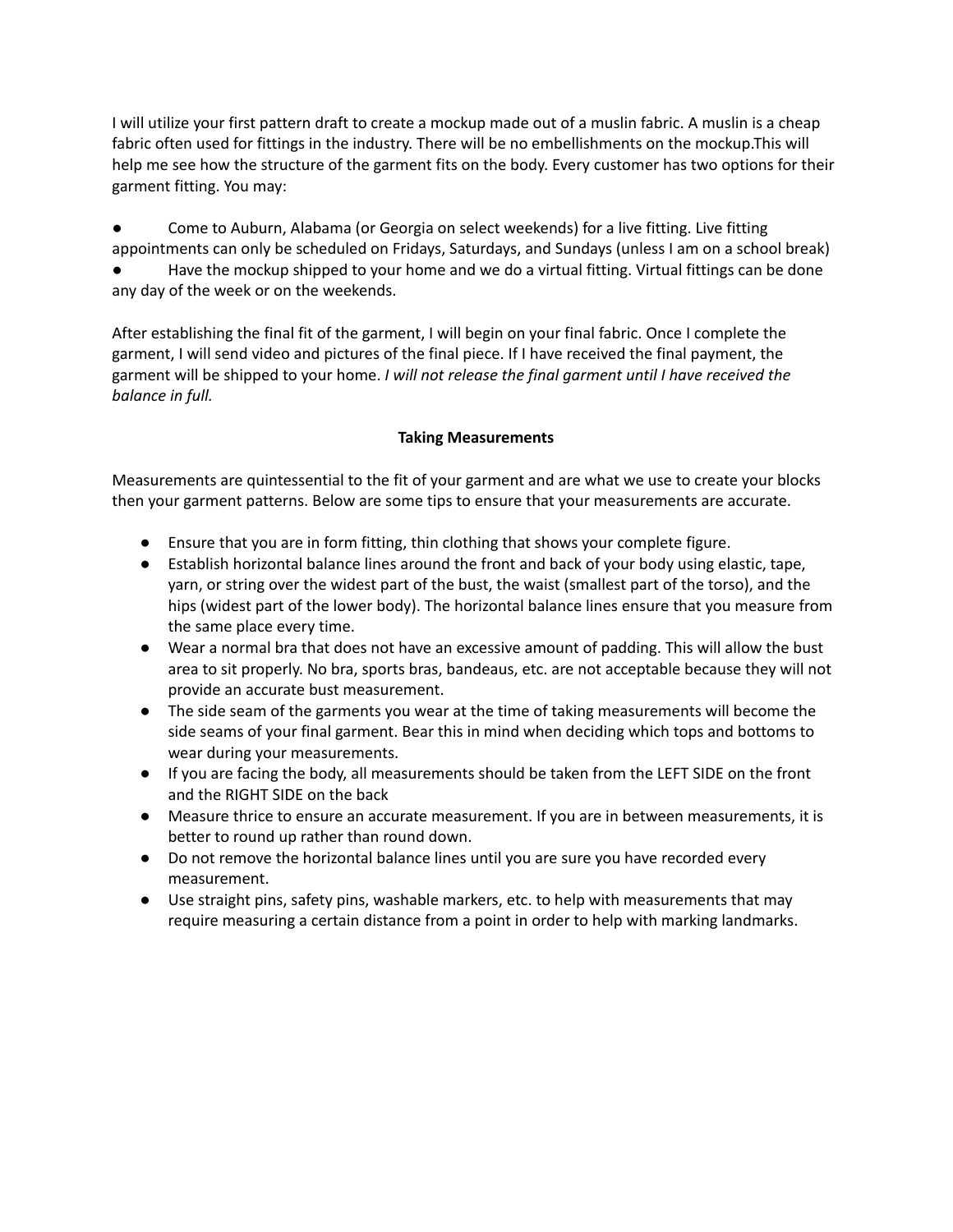I will utilize your first pattern draft to create a mockup made out of a muslin fabric. A muslin is a cheap fabric often used for fittings in the industry. There will be no embellishments on the mockup.This will help me see how the structure of the garment fits on the body. Every customer has two options for their garment fitting. You may:

- Come to Auburn, Alabama (or Georgia on select weekends) for a live fitting. Live fitting appointments can only be scheduled on Fridays, Saturdays, and Sundays (unless I am on a school break)
- Have the mockup shipped to your home and we do a virtual fitting. Virtual fittings can be done any day of the week or on the weekends.

After establishing the final fit of the garment, I will begin on your final fabric. Once I complete the garment, I will send video and pictures of the final piece. If I have received the final payment, the garment will be shipped to your home. *I will not release the final garment until I have received the balance in full.*

**Taking Measurements**

Measurements are quintessential to the fit of your garment and are what we use to create your blocks then your garment patterns. Below are some tips to ensure that your measurements are accurate.

- Ensure that you are in form fitting, thin clothing that shows your complete figure.
- Establish horizontal balance lines around the front and back of your body using elastic, tape, yarn, or string over the widest part of the bust, the waist (smallest part of the torso), and the hips (widest part of the lower body). The horizontal balance lines ensure that you measure from the same place every time.
- Wear a normal bra that does not have an excessive amount of padding. This will allow the bust area to sit properly. No bra, sports bras, bandeaus, etc. are not acceptable because they will not provide an accurate bust measurement.
- The side seam of the garments you wear at the time of taking measurements will become the side seams of your final garment. Bear this in mind when deciding which tops and bottoms to wear during your measurements.
- If you are facing the body, all measurements should be taken from the LEFT SIDE on the front and the RIGHT SIDE on the back
- Measure thrice to ensure an accurate measurement. If you are in between measurements, it is better to round up rather than round down.
- Do not remove the horizontal balance lines until you are sure you have recorded every measurement.
- Use straight pins, safety pins, washable markers, etc. to help with measurements that may require measuring a certain distance from a point in order to help with marking landmarks.